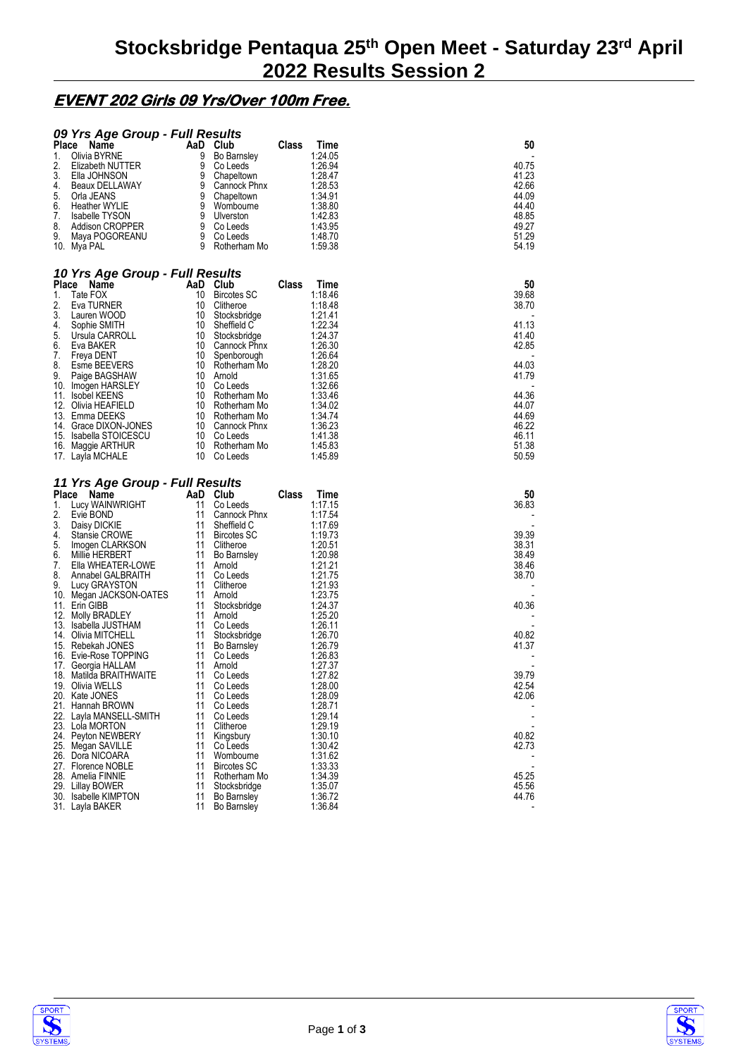# Stocksbridge Pentaqua 25th Open Meet - Saturday 23rd April 2022 Results Session 2

## EVENT 202 Girls 09 Yrs/Over 100m Free.

### 09 Yrs Age Group - Full Results

| Place | Name | AaD | Club | Class | Time | 50 |
|---|---|---|---|---|---|---|
| 1. | Olivia BYRNE | 9 | Bo Barnsley | | 1:24.05 | - |
| 2. | Elizabeth NUTTER | 9 | Co Leeds | | 1:26.94 | 40.75 |
| 3. | Ella JOHNSON | 9 | Chapeltown | | 1:28.47 | 41.23 |
| 4. | Beaux DELLAWAY | 9 | Cannock Phnx | | 1:28.53 | 42.66 |
| 5. | Orla JEANS | 9 | Chapeltown | | 1:34.91 | 44.09 |
| 6. | Heather WYLIE | 9 | Wombourne | | 1:38.80 | 44.40 |
| 7. | Isabelle TYSON | 9 | Ulverston | | 1:42.83 | 48.85 |
| 8. | Addison CROPPER | 9 | Co Leeds | | 1:43.95 | 49.27 |
| 9. | Maya POGOREANU | 9 | Co Leeds | | 1:48.70 | 51.29 |
| 10. | Mya PAL | 9 | Rotherham Mo | | 1:59.38 | 54.19 |

### 10 Yrs Age Group - Full Results

| Place | Name | AaD | Club | Class | Time | 50 |
|---|---|---|---|---|---|---|
| 1. | Tate FOX | 10 | Bircotes SC | | 1:18.46 | 39.68 |
| 2. | Eva TURNER | 10 | Clitheroe | | 1:18.48 | 38.70 |
| 3. | Lauren WOOD | 10 | Stocksbridge | | 1:21.41 | - |
| 4. | Sophie SMITH | 10 | Sheffield C | | 1:22.34 | 41.13 |
| 5. | Ursula CARROLL | 10 | Stocksbridge | | 1:24.37 | 41.40 |
| 6. | Eva BAKER | 10 | Cannock Phnx | | 1:26.30 | 42.85 |
| 7. | Freya DENT | 10 | Spenborough | | 1:26.64 | - |
| 8. | Esme BEEVERS | 10 | Rotherham Mo | | 1:28.20 | 44.03 |
| 9. | Paige BAGSHAW | 10 | Arnold | | 1:31.65 | 41.79 |
| 10. | Imogen HARSLEY | 10 | Co Leeds | | 1:32.66 | - |
| 11. | Isobel KEENS | 10 | Rotherham Mo | | 1:33.46 | 44.36 |
| 12. | Olivia HEAFIELD | 10 | Rotherham Mo | | 1:34.02 | 44.07 |
| 13. | Emma DEEKS | 10 | Rotherham Mo | | 1:34.74 | 44.69 |
| 14. | Grace DIXON-JONES | 10 | Cannock Phnx | | 1:36.23 | 46.22 |
| 15. | Isabella STOICESCU | 10 | Co Leeds | | 1:41.38 | 46.11 |
| 16. | Maggie ARTHUR | 10 | Rotherham Mo | | 1:45.83 | 51.38 |
| 17. | Layla MCHALE | 10 | Co Leeds | | 1:45.89 | 50.59 |

### 11 Yrs Age Group - Full Results

| Place | Name | AaD | Club | Class | Time | 50 |
|---|---|---|---|---|---|---|
| 1. | Lucy WAINWRIGHT | 11 | Co Leeds | | 1:17.15 | 36.83 |
| 2. | Evie BOND | 11 | Cannock Phnx | | 1:17.54 | - |
| 3. | Daisy DICKIE | 11 | Sheffield C | | 1:17.69 | - |
| 4. | Stansie CROWE | 11 | Bircotes SC | | 1:19.73 | 39.39 |
| 5. | Imogen CLARKSON | 11 | Clitheroe | | 1:20.51 | 38.31 |
| 6. | Millie HERBERT | 11 | Bo Barnsley | | 1:20.98 | 38.49 |
| 7. | Ella WHEATER-LOWE | 11 | Arnold | | 1:21.21 | 38.46 |
| 8. | Annabel GALBRAITH | 11 | Co Leeds | | 1:21.75 | 38.70 |
| 9. | Lucy GRAYSTON | 11 | Clitheroe | | 1:21.93 | - |
| 10. | Megan JACKSON-OATES | 11 | Arnold | | 1:23.75 | - |
| 11. | Erin GIBB | 11 | Stocksbridge | | 1:24.37 | 40.36 |
| 12. | Molly BRADLEY | 11 | Arnold | | 1:25.20 | - |
| 13. | Isabella JUSTHAM | 11 | Co Leeds | | 1:26.11 | - |
| 14. | Olivia MITCHELL | 11 | Stocksbridge | | 1:26.70 | 40.82 |
| 15. | Rebekah JONES | 11 | Bo Barnsley | | 1:26.79 | 41.37 |
| 16. | Evie-Rose TOPPING | 11 | Co Leeds | | 1:26.83 | - |
| 17. | Georgia HALLAM | 11 | Arnold | | 1:27.37 | - |
| 18. | Matilda BRAITHWAITE | 11 | Co Leeds | | 1:27.82 | 39.79 |
| 19. | Olivia WELLS | 11 | Co Leeds | | 1:28.00 | 42.54 |
| 20. | Kate JONES | 11 | Co Leeds | | 1:28.09 | 42.06 |
| 21. | Hannah BROWN | 11 | Co Leeds | | 1:28.71 | - |
| 22. | Layla MANSELL-SMITH | 11 | Co Leeds | | 1:29.14 | - |
| 23. | Lola MORTON | 11 | Clitheroe | | 1:29.19 | - |
| 24. | Peyton NEWBERY | 11 | Kingsbury | | 1:30.10 | 40.82 |
| 25. | Megan SAVILLE | 11 | Co Leeds | | 1:30.42 | 42.73 |
| 26. | Dora NICOARA | 11 | Wombourne | | 1:31.62 | - |
| 27. | Florence NOBLE | 11 | Bircotes SC | | 1:33.33 | - |
| 28. | Amelia FINNIE | 11 | Rotherham Mo | | 1:34.39 | 45.25 |
| 29. | Lillay BOWER | 11 | Stocksbridge | | 1:35.07 | 45.56 |
| 30. | Isabelle KIMPTON | 11 | Bo Barnsley | | 1:36.72 | 44.76 |
| 31. | Layla BAKER | 11 | Bo Barnsley | | 1:36.84 | - |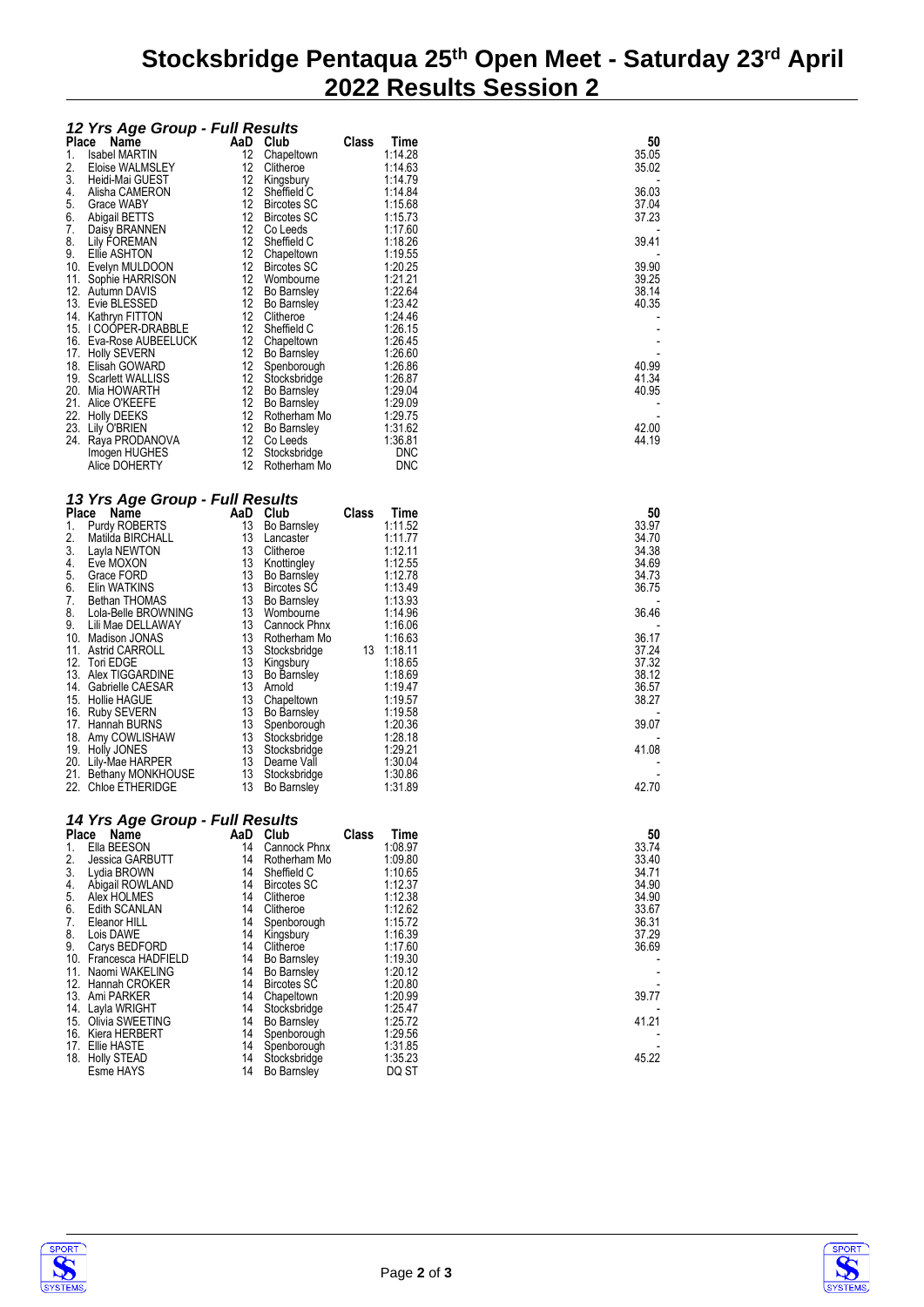# Stocksbridge Pentaqua 25th Open Meet - Saturday 23rd April 2022 Results Session 2

### 12 Yrs Age Group - Full Results

| Place | Name | AaD | Club | Class | Time | 50 |
|---|---|---|---|---|---|---|
| 1. | Isabel MARTIN | 12 | Chapeltown | | 1:14.28 | 35.05 |
| 2. | Eloise WALMSLEY | 12 | Clitheroe | | 1:14.63 | 35.02 |
| 3. | Heidi-Mai GUEST | 12 | Kingsbury | | 1:14.79 | - |
| 4. | Alisha CAMERON | 12 | Sheffield C | | 1:14.84 | 36.03 |
| 5. | Grace WABY | 12 | Bircotes SC | | 1:15.68 | 37.04 |
| 6. | Abigail BETTS | 12 | Bircotes SC | | 1:15.73 | 37.23 |
| 7. | Daisy BRANNEN | 12 | Co Leeds | | 1:17.60 | - |
| 8. | Lily FOREMAN | 12 | Sheffield C | | 1:18.26 | 39.41 |
| 9. | Ellie ASHTON | 12 | Chapeltown | | 1:19.55 | - |
| 10. | Evelyn MULDOON | 12 | Bircotes SC | | 1:20.25 | 39.90 |
| 11. | Sophie HARRISON | 12 | Wombourne | | 1:21.21 | 39.25 |
| 12. | Autumn DAVIS | 12 | Bo Barnsley | | 1:22.64 | 38.14 |
| 13. | Evie BLESSED | 12 | Bo Barnsley | | 1:23.42 | 40.35 |
| 14. | Kathryn FITTON | 12 | Clitheroe | | 1:24.46 | - |
| 15. | I COOPER-DRABBLE | 12 | Sheffield C | | 1:26.15 | - |
| 16. | Eva-Rose AUBEELUCK | 12 | Chapeltown | | 1:26.45 | - |
| 17. | Holly SEVERN | 12 | Bo Barnsley | | 1:26.60 | - |
| 18. | Elisah GOWARD | 12 | Spenborough | | 1:26.86 | 40.99 |
| 19. | Scarlett WALLISS | 12 | Stocksbridge | | 1:26.87 | 41.34 |
| 20. | Mia HOWARTH | 12 | Bo Barnsley | | 1:29.04 | 40.95 |
| 21. | Alice O'KEEFE | 12 | Bo Barnsley | | 1:29.09 | - |
| 22. | Holly DEEKS | 12 | Rotherham Mo | | 1:29.75 | - |
| 23. | Lily O'BRIEN | 12 | Bo Barnsley | | 1:31.62 | 42.00 |
| 24. | Raya PRODANOVA | 12 | Co Leeds | | 1:36.81 | 44.19 |
| | Imogen HUGHES | 12 | Stocksbridge | | DNC | |
| | Alice DOHERTY | 12 | Rotherham Mo | | DNC | |

### 13 Yrs Age Group - Full Results

| Place | Name | AaD | Club | Class | Time | 50 |
|---|---|---|---|---|---|---|
| 1. | Purdy ROBERTS | 13 | Bo Barnsley | | 1:11.52 | 33.97 |
| 2. | Matilda BIRCHALL | 13 | Lancaster | | 1:11.77 | 34.70 |
| 3. | Layla NEWTON | 13 | Clitheroe | | 1:12.11 | 34.38 |
| 4. | Eve MOXON | 13 | Knottingley | | 1:12.55 | 34.69 |
| 5. | Grace FORD | 13 | Bo Barnsley | | 1:12.78 | 34.73 |
| 6. | Elin WATKINS | 13 | Bircotes SC | | 1:13.49 | 36.75 |
| 7. | Bethan THOMAS | 13 | Bo Barnsley | | 1:13.93 | - |
| 8. | Lola-Belle BROWNING | 13 | Wombourne | | 1:14.96 | 36.46 |
| 9. | Lili Mae DELLAWAY | 13 | Cannock Phnx | | 1:16.06 | - |
| 10. | Madison JONAS | 13 | Rotherham Mo | | 1:16.63 | 36.17 |
| 11. | Astrid CARROLL | 13 | Stocksbridge | 13 | 1:18.11 | 37.24 |
| 12. | Tori EDGE | 13 | Kingsbury | | 1:18.65 | 37.32 |
| 13. | Alex TIGGARDINE | 13 | Bo Barnsley | | 1:18.69 | 38.12 |
| 14. | Gabrielle CAESAR | 13 | Arnold | | 1:19.47 | 36.57 |
| 15. | Hollie HAGUE | 13 | Chapeltown | | 1:19.57 | 38.27 |
| 16. | Ruby SEVERN | 13 | Bo Barnsley | | 1:19.58 | - |
| 17. | Hannah BURNS | 13 | Spenborough | | 1:20.36 | 39.07 |
| 18. | Amy COWLISHAW | 13 | Stocksbridge | | 1:28.18 | - |
| 19. | Holly JONES | 13 | Stocksbridge | | 1:29.21 | 41.08 |
| 20. | Lily-Mae HARPER | 13 | Dearne Vall | | 1:30.04 | - |
| 21. | Bethany MONKHOUSE | 13 | Stocksbridge | | 1:30.86 | - |
| 22. | Chloe ETHERIDGE | 13 | Bo Barnsley | | 1:31.89 | 42.70 |

### 14 Yrs Age Group - Full Results

| Place | Name | AaD | Club | Class | Time | 50 |
|---|---|---|---|---|---|---|
| 1. | Ella BEESON | 14 | Cannock Phnx | | 1:08.97 | 33.74 |
| 2. | Jessica GARBUTT | 14 | Rotherham Mo | | 1:09.80 | 33.40 |
| 3. | Lydia BROWN | 14 | Sheffield C | | 1:10.65 | 34.71 |
| 4. | Abigail ROWLAND | 14 | Bircotes SC | | 1:12.37 | 34.90 |
| 5. | Alex HOLMES | 14 | Clitheroe | | 1:12.38 | 34.90 |
| 6. | Edith SCANLAN | 14 | Clitheroe | | 1:12.62 | 33.67 |
| 7. | Eleanor HILL | 14 | Spenborough | | 1:15.72 | 36.31 |
| 8. | Lois DAWE | 14 | Kingsbury | | 1:16.39 | 37.29 |
| 9. | Carys BEDFORD | 14 | Clitheroe | | 1:17.60 | 36.69 |
| 10. | Francesca HADFIELD | 14 | Bo Barnsley | | 1:19.30 | - |
| 11. | Naomi WAKELING | 14 | Bo Barnsley | | 1:20.12 | - |
| 12. | Hannah CROKER | 14 | Bircotes SC | | 1:20.80 | - |
| 13. | Ami PARKER | 14 | Chapeltown | | 1:20.99 | 39.77 |
| 14. | Layla WRIGHT | 14 | Stocksbridge | | 1:25.47 | - |
| 15. | Olivia SWEETING | 14 | Bo Barnsley | | 1:25.72 | 41.21 |
| 16. | Kiera HERBERT | 14 | Spenborough | | 1:29.56 | - |
| 17. | Ellie HASTE | 14 | Spenborough | | 1:31.85 | - |
| 18. | Holly STEAD | 14 | Stocksbridge | | 1:35.23 | 45.22 |
| | Esme HAYS | 14 | Bo Barnsley | | DQ ST | |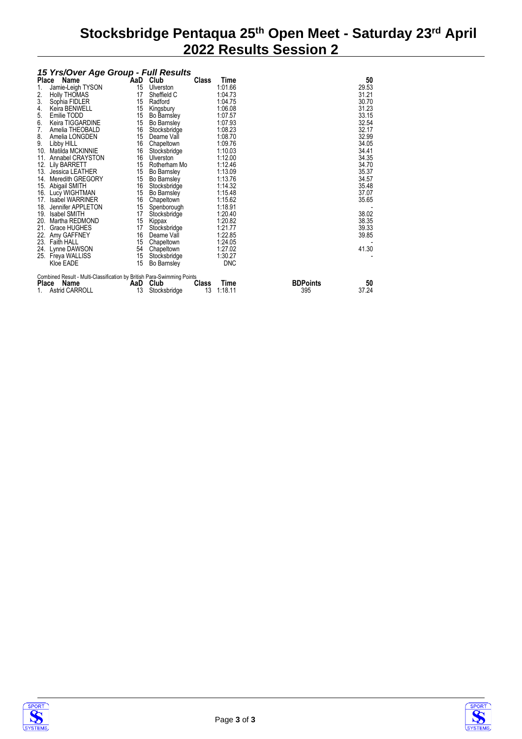# Stocksbridge Pentaqua 25th Open Meet - Saturday 23rd April 2022 Results Session 2

### *15 Yrs/Over Age Group - Full Results*

| Place | Name | AaD | Club | Class | Time | 50 |
|---|---|---|---|---|---|---|
| 1. | Jamie-Leigh TYSON | 15 | Ulverston | | 1:01.66 | 29.53 |
| 2. | Holly THOMAS | 17 | Sheffield C | | 1:04.73 | 31.21 |
| 3. | Sophia FIDLER | 15 | Radford | | 1:04.75 | 30.70 |
| 4. | Keira BENWELL | 15 | Kingsbury | | 1:06.08 | 31.23 |
| 5. | Emilie TODD | 15 | Bo Barnsley | | 1:07.57 | 33.15 |
| 6. | Keira TIGGARDINE | 15 | Bo Barnsley | | 1:07.93 | 32.54 |
| 7. | Amelia THEOBALD | 16 | Stocksbridge | | 1:08.23 | 32.17 |
| 8. | Amelia LONGDEN | 15 | Dearne Vall | | 1:08.70 | 32.99 |
| 9. | Libby HILL | 16 | Chapeltown | | 1:09.76 | 34.05 |
| 10. | Matilda MCKINNIE | 16 | Stocksbridge | | 1:10.03 | 34.41 |
| 11. | Annabel CRAYSTON | 16 | Ulverston | | 1:12.00 | 34.35 |
| 12. | Lily BARRETT | 15 | Rotherham Mo | | 1:12.46 | 34.70 |
| 13. | Jessica LEATHER | 15 | Bo Barnsley | | 1:13.09 | 35.37 |
| 14. | Meredith GREGORY | 15 | Bo Barnsley | | 1:13.76 | 34.57 |
| 15. | Abigail SMITH | 16 | Stocksbridge | | 1:14.32 | 35.48 |
| 16. | Lucy WIGHTMAN | 15 | Bo Barnsley | | 1:15.48 | 37.07 |
| 17. | Isabel WARRINER | 16 | Chapeltown | | 1:15.62 | 35.65 |
| 18. | Jennifer APPLETON | 15 | Spenborough | | 1:18.91 | - |
| 19. | Isabel SMITH | 17 | Stocksbridge | | 1:20.40 | 38.02 |
| 20. | Martha REDMOND | 15 | Kippax | | 1:20.82 | 38.35 |
| 21. | Grace HUGHES | 17 | Stocksbridge | | 1:21.77 | 39.33 |
| 22. | Amy GAFFNEY | 16 | Dearne Vall | | 1:22.85 | 39.85 |
| 23. | Faith HALL | 15 | Chapeltown | | 1:24.05 | - |
| 24. | Lynne DAWSON | 54 | Chapeltown | | 1:27.02 | 41.30 |
| 25. | Freya WALLISS | 15 | Stocksbridge | | 1:30.27 | - |
| | Kloe EADE | 15 | Bo Barnsley | | DNC | |

Combined Result - Multi-Classification by British Para-Swimming Points

| Place | Name | AaD | Club | Class | Time | BDPoints | 50 |
|---|---|---|---|---|---|---|---|
| 1. | Astrid CARROLL | 13 | Stocksbridge | 13 | 1:18.11 | 395 | 37.24 |